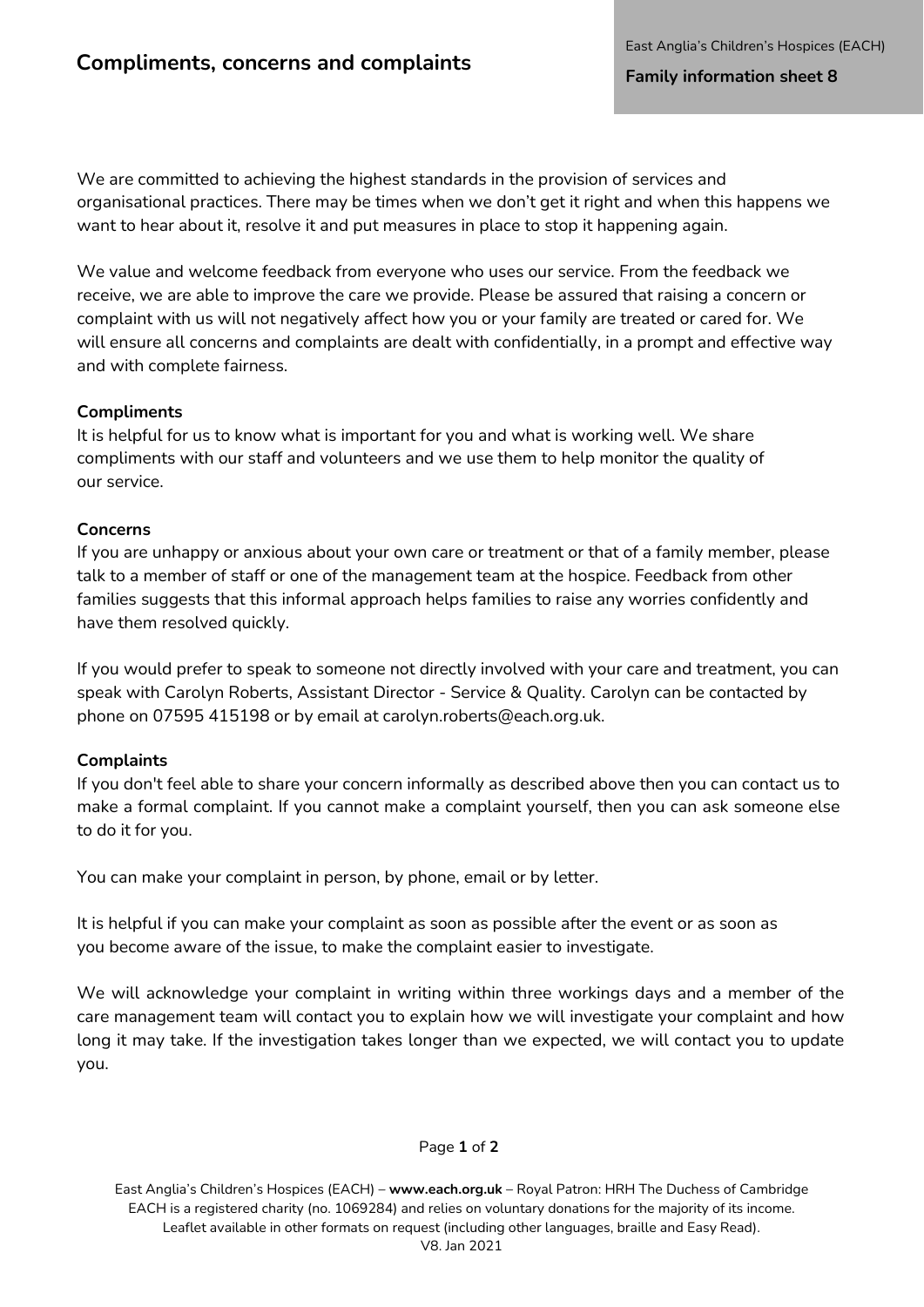# Compliments, concerns and complaints

East Anglia's Children's Hospices (EACH)

**Family information sheet 8**

We are committed to achieving the highest standards in the provision of services and organisational practices. There may be times when we don't get it right and when this happens we want to hear about it, resolve it and put measures in place to stop it happening again.

We value and welcome feedback from everyone who uses our service. From the feedback we receive, we are able to improve the care we provide. Please be assured that raising a concern or complaint with us will not negatively affect how you or your family are treated or cared for. We will ensure all concerns and complaints are dealt with confidentially, in a prompt and effective way and with complete fairness.

**Compliments**

It is helpful for us to know what is important for you and what is working well. We share compliments with our staff and volunteers and we use them to help monitor the quality of our service.

**Concerns**

If you are unhappy or anxious about your own care or treatment or that of a family member, please talk to a member of staff or one of the management team at the hospice. Feedback from other families suggests that this informal approach helps families to raise any worries confidently and have them resolved quickly.

If you would prefer to speak to someone not directly involved with your care and treatment, you can speak with Carolyn Roberts, Assistant Director - Service & Quality. Carolyn can be contacted by phone on 07595 415198 or by email at carolyn.roberts@each.org.uk.

**Complaints**

If you don't feel able to share your concern informally as described above then you can contact us to make a formal complaint. If you cannot make a complaint yourself, then you can ask someone else to do it for you.

You can make your complaint in person, by phone, email or by letter.

It is helpful if you can make your complaint as soon as possible after the event or as soon as you become aware of the issue, to make the complaint easier to investigate.

We will acknowledge your complaint in writing within three workings days and a member of the care management team will contact you to explain how we will investigate your complaint and how long it may take. If the investigation takes longer than we expected, we will contact you to update you.

East Anglia's Children's Hospices (EACH) – **www.each.org.uk** – Royal Patron: HRH The Duchess of Cambridge
EACH is a registered charity (no. 1069284) and relies on voluntary donations for the majority of its income.
Leaflet available in other formats on request (including other languages, braille and Easy Read).
V8. Jan 2021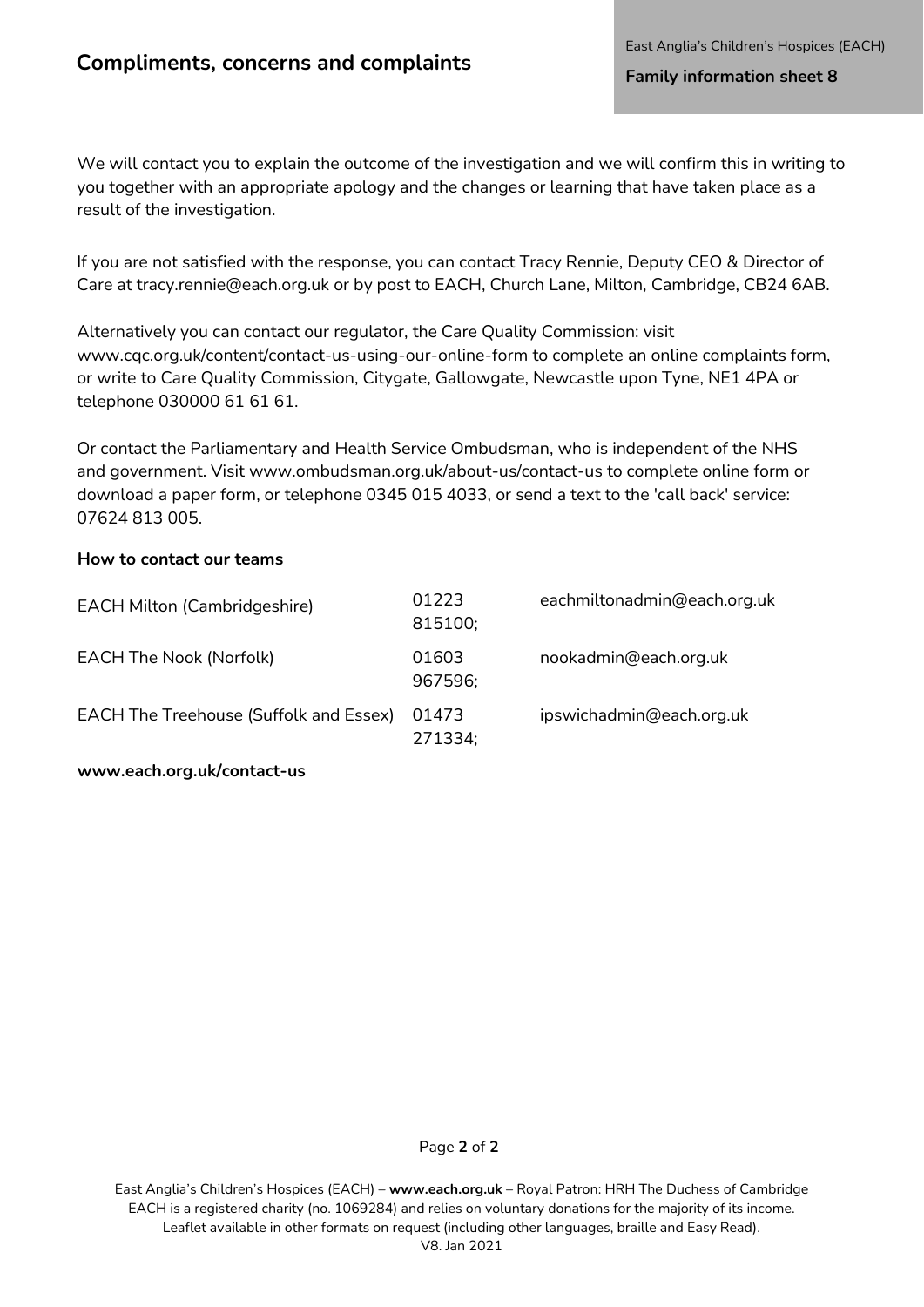We will contact you to explain the outcome of the investigation and we will confirm this in writing to you together with an appropriate apology and the changes or learning that have taken place as a result of the investigation.

If you are not satisfied with the response, you can contact Tracy Rennie, Deputy CEO & Director of Care at tracy.rennie@each.org.uk or by post to EACH, Church Lane, Milton, Cambridge, CB24 6AB.

Alternatively you can contact our regulator, the Care Quality Commission: visit www.cqc.org.uk/content/contact-us-using-our-online-form to complete an online complaints form, or write to Care Quality Commission, Citygate, Gallowgate, Newcastle upon Tyne, NE1 4PA or telephone 030000 61 61 61.

Or contact the Parliamentary and Health Service Ombudsman, who is independent of the NHS and government. Visit www.ombudsman.org.uk/about-us/contact-us to complete online form or download a paper form, or telephone 0345 015 4033, or send a text to the 'call back' service: 07624 813 005.

**How to contact our teams**

| | | |
|---|---|---|
| EACH Milton (Cambridgeshire) | 01223 815100; | eachmiltonadmin@each.org.uk |
| EACH The Nook (Norfolk) | 01603 967596; | nookadmin@each.org.uk |
| EACH The Treehouse (Suffolk and Essex) | 01473 271334; | ipswichadmin@each.org.uk |

**www.each.org.uk/contact-us**

East Anglia's Children's Hospices (EACH) – **www.each.org.uk** – Royal Patron: HRH The Duchess of Cambridge
EACH is a registered charity (no. 1069284) and relies on voluntary donations for the majority of its income.
Leaflet available in other formats on request (including other languages, braille and Easy Read).
V8. Jan 2021